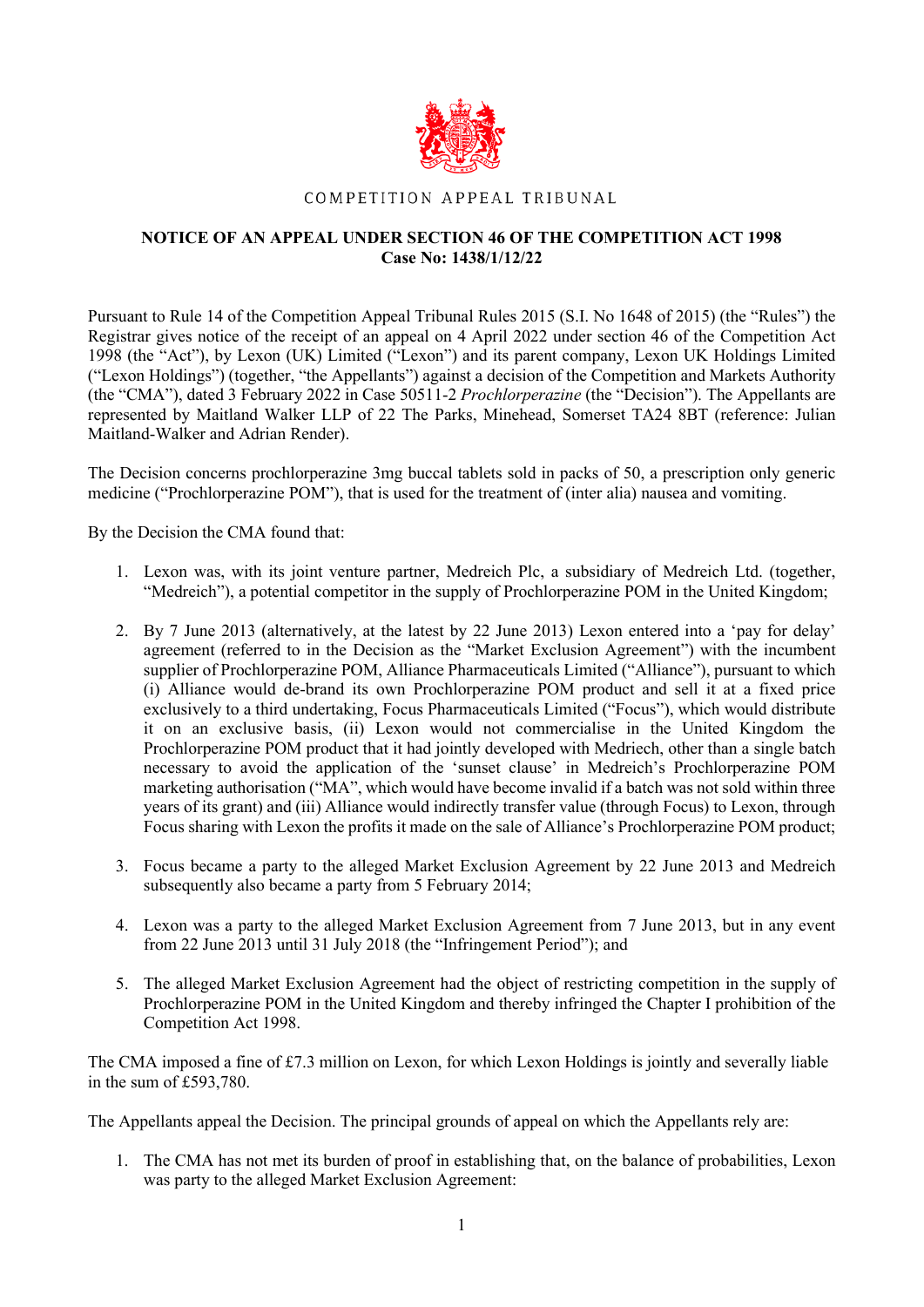COMPETITION APPEAL TRIBUNAL

**NOTICE OF AN APPEAL UNDER SECTION 46 OF THE COMPETITION ACT 1998**
**Case No: 1438/1/12/22**

Pursuant to Rule 14 of the Competition Appeal Tribunal Rules 2015 (S.I. No 1648 of 2015) (the "Rules") the Registrar gives notice of the receipt of an appeal on 4 April 2022 under section 46 of the Competition Act 1998 (the "Act"), by Lexon (UK) Limited ("Lexon") and its parent company, Lexon UK Holdings Limited ("Lexon Holdings") (together, "the Appellants") against a decision of the Competition and Markets Authority (the "CMA"), dated 3 February 2022 in Case 50511-2 *Prochlorperazine* (the "Decision"). The Appellants are represented by Maitland Walker LLP of 22 The Parks, Minehead, Somerset TA24 8BT (reference: Julian Maitland-Walker and Adrian Render).

The Decision concerns prochlorperazine 3mg buccal tablets sold in packs of 50, a prescription only generic medicine ("Prochlorperazine POM"), that is used for the treatment of (inter alia) nausea and vomiting.

By the Decision the CMA found that:

1. Lexon was, with its joint venture partner, Medreich Plc, a subsidiary of Medreich Ltd. (together, "Medreich"), a potential competitor in the supply of Prochlorperazine POM in the United Kingdom;

2. By 7 June 2013 (alternatively, at the latest by 22 June 2013) Lexon entered into a 'pay for delay' agreement (referred to in the Decision as the "Market Exclusion Agreement") with the incumbent supplier of Prochlorperazine POM, Alliance Pharmaceuticals Limited ("Alliance"), pursuant to which (i) Alliance would de-brand its own Prochlorperazine POM product and sell it at a fixed price exclusively to a third undertaking, Focus Pharmaceuticals Limited ("Focus"), which would distribute it on an exclusive basis, (ii) Lexon would not commercialise in the United Kingdom the Prochlorperazine POM product that it had jointly developed with Medriech, other than a single batch necessary to avoid the application of the 'sunset clause' in Medreich's Prochlorperazine POM marketing authorisation ("MA", which would have become invalid if a batch was not sold within three years of its grant) and (iii) Alliance would indirectly transfer value (through Focus) to Lexon, through Focus sharing with Lexon the profits it made on the sale of Alliance's Prochlorperazine POM product;

3. Focus became a party to the alleged Market Exclusion Agreement by 22 June 2013 and Medreich subsequently also became a party from 5 February 2014;

4. Lexon was a party to the alleged Market Exclusion Agreement from 7 June 2013, but in any event from 22 June 2013 until 31 July 2018 (the "Infringement Period"); and

5. The alleged Market Exclusion Agreement had the object of restricting competition in the supply of Prochlorperazine POM in the United Kingdom and thereby infringed the Chapter I prohibition of the Competition Act 1998.

The CMA imposed a fine of £7.3 million on Lexon, for which Lexon Holdings is jointly and severally liable in the sum of £593,780.

The Appellants appeal the Decision. The principal grounds of appeal on which the Appellants rely are:

1. The CMA has not met its burden of proof in establishing that, on the balance of probabilities, Lexon was party to the alleged Market Exclusion Agreement: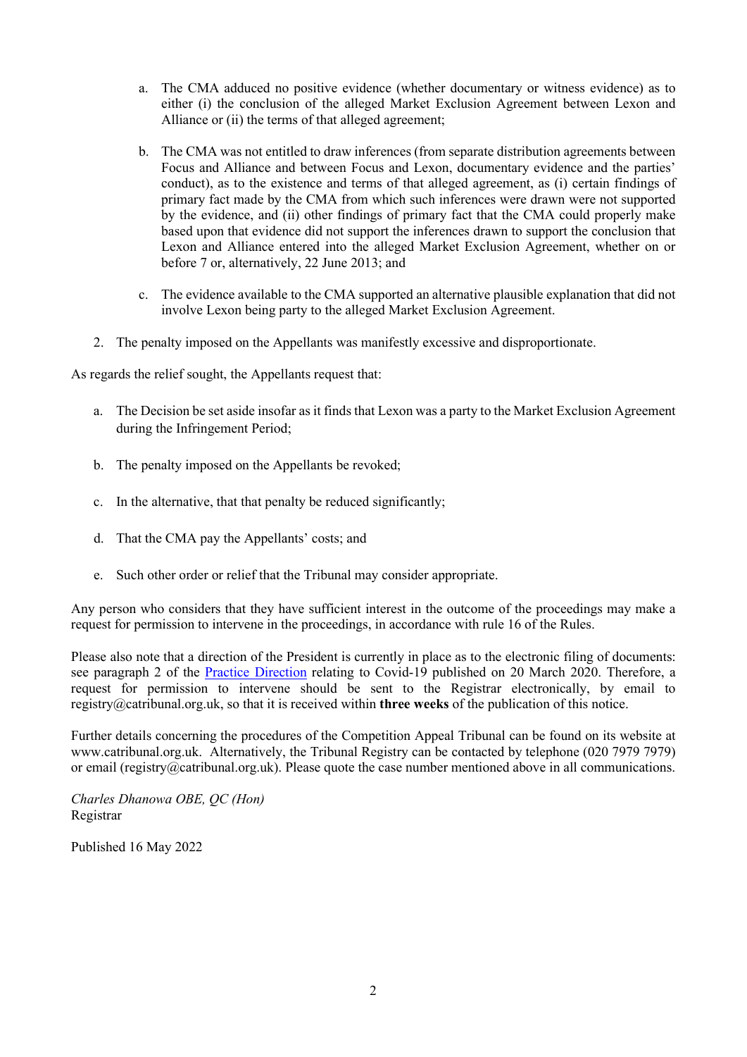a. The CMA adduced no positive evidence (whether documentary or witness evidence) as to either (i) the conclusion of the alleged Market Exclusion Agreement between Lexon and Alliance or (ii) the terms of that alleged agreement;

b. The CMA was not entitled to draw inferences (from separate distribution agreements between Focus and Alliance and between Focus and Lexon, documentary evidence and the parties' conduct), as to the existence and terms of that alleged agreement, as (i) certain findings of primary fact made by the CMA from which such inferences were drawn were not supported by the evidence, and (ii) other findings of primary fact that the CMA could properly make based upon that evidence did not support the inferences drawn to support the conclusion that Lexon and Alliance entered into the alleged Market Exclusion Agreement, whether on or before 7 or, alternatively, 22 June 2013; and

c. The evidence available to the CMA supported an alternative plausible explanation that did not involve Lexon being party to the alleged Market Exclusion Agreement.

2. The penalty imposed on the Appellants was manifestly excessive and disproportionate.

As regards the relief sought, the Appellants request that:

a. The Decision be set aside insofar as it finds that Lexon was a party to the Market Exclusion Agreement during the Infringement Period;

b. The penalty imposed on the Appellants be revoked;

c. In the alternative, that that penalty be reduced significantly;

d. That the CMA pay the Appellants' costs; and

e. Such other order or relief that the Tribunal may consider appropriate.

Any person who considers that they have sufficient interest in the outcome of the proceedings may make a request for permission to intervene in the proceedings, in accordance with rule 16 of the Rules.

Please also note that a direction of the President is currently in place as to the electronic filing of documents: see paragraph 2 of the Practice Direction relating to Covid-19 published on 20 March 2020. Therefore, a request for permission to intervene should be sent to the Registrar electronically, by email to registry@catribunal.org.uk, so that it is received within **three weeks** of the publication of this notice.

Further details concerning the procedures of the Competition Appeal Tribunal can be found on its website at www.catribunal.org.uk. Alternatively, the Tribunal Registry can be contacted by telephone (020 7979 7979) or email (registry@catribunal.org.uk). Please quote the case number mentioned above in all communications.

*Charles Dhanowa OBE, QC (Hon)*
Registrar

Published 16 May 2022